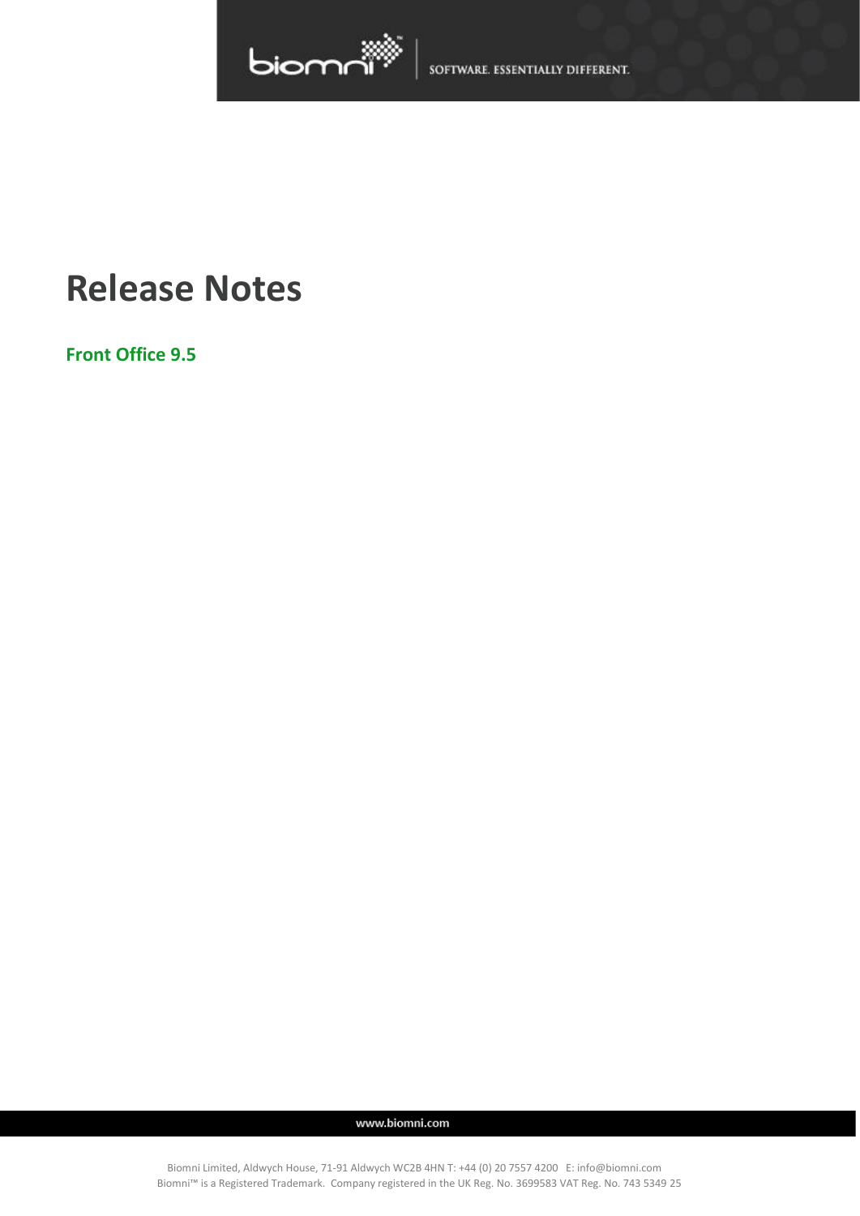# Release Notes

## Front Office 9.5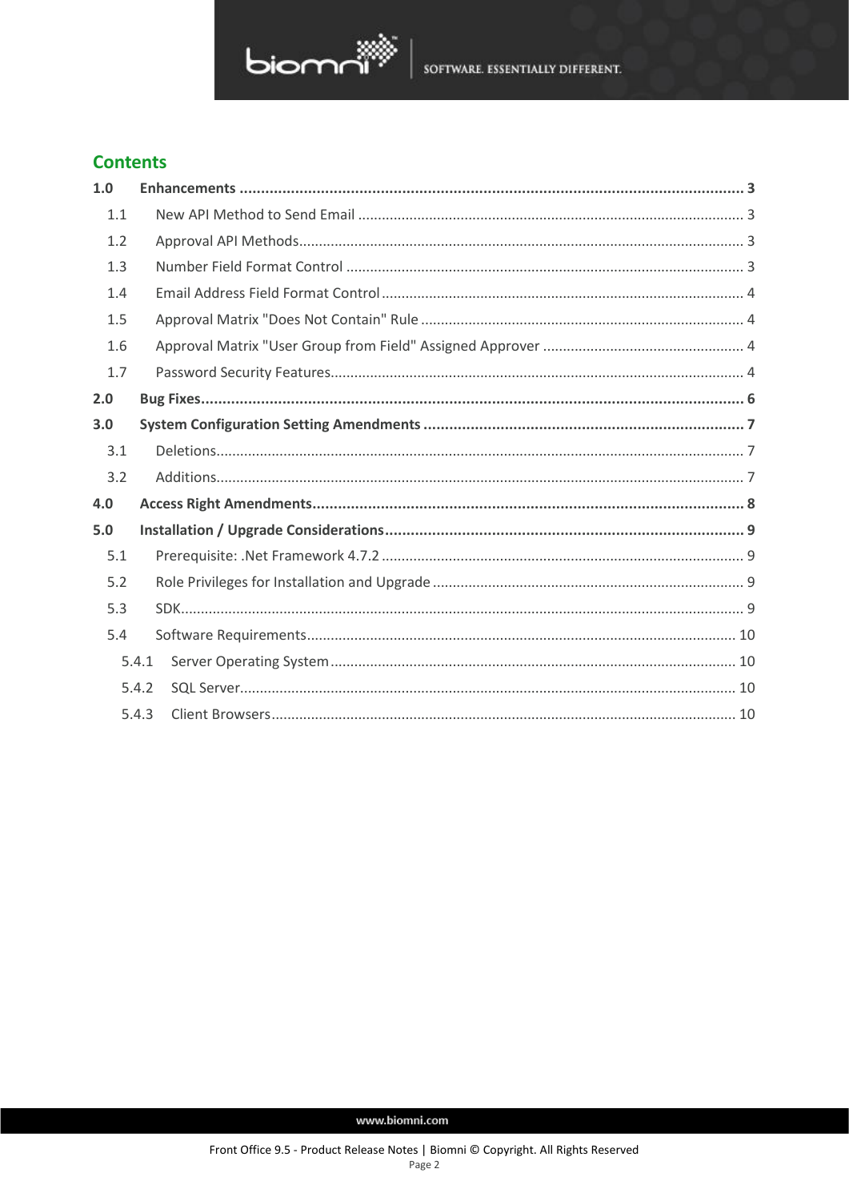## Contents

**1.0 Enhancements** .......... **3**

- 1.1 New API Method to Send Email .......... 3
- 1.2 Approval API Methods .......... 3
- 1.3 Number Field Format Control .......... 3
- 1.4 Email Address Field Format Control .......... 4
- 1.5 Approval Matrix "Does Not Contain" Rule .......... 4
- 1.6 Approval Matrix "User Group from Field" Assigned Approver .......... 4
- 1.7 Password Security Features .......... 4

**2.0 Bug Fixes** .......... **6**

**3.0 System Configuration Setting Amendments** .......... **7**

- 3.1 Deletions .......... 7
- 3.2 Additions .......... 7

**4.0 Access Right Amendments** .......... **8**

**5.0 Installation / Upgrade Considerations** .......... **9**

- 5.1 Prerequisite: .Net Framework 4.7.2 .......... 9
- 5.2 Role Privileges for Installation and Upgrade .......... 9
- 5.3 SDK .......... 9
- 5.4 Software Requirements .......... 10
  - 5.4.1 Server Operating System .......... 10
  - 5.4.2 SQL Server .......... 10
  - 5.4.3 Client Browsers .......... 10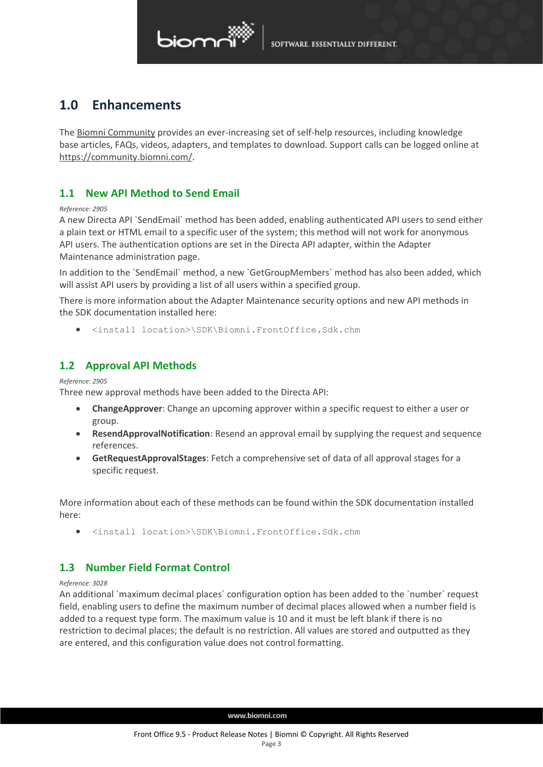# 1.0 Enhancements

The Biomni Community provides an ever-increasing set of self-help resources, including knowledge base articles, FAQs, videos, adapters, and templates to download. Support calls can be logged online at https://community.biomni.com/.

## 1.1 New API Method to Send Email

*Reference: 2905*

A new Directa API `SendEmail` method has been added, enabling authenticated API users to send either a plain text or HTML email to a specific user of the system; this method will not work for anonymous API users. The authentication options are set in the Directa API adapter, within the Adapter Maintenance administration page.

In addition to the `SendEmail` method, a new `GetGroupMembers` method has also been added, which will assist API users by providing a list of all users within a specified group.

There is more information about the Adapter Maintenance security options and new API methods in the SDK documentation installed here:

- `<install location>\SDK\Biomni.FrontOffice.Sdk.chm`

## 1.2 Approval API Methods

*Reference: 2905*

Three new approval methods have been added to the Directa API:

- **ChangeApprover**: Change an upcoming approver within a specific request to either a user or group.
- **ResendApprovalNotification**: Resend an approval email by supplying the request and sequence references.
- **GetRequestApprovalStages**: Fetch a comprehensive set of data of all approval stages for a specific request.

More information about each of these methods can be found within the SDK documentation installed here:

- `<install location>\SDK\Biomni.FrontOffice.Sdk.chm`

## 1.3 Number Field Format Control

*Reference: 3028*

An additional `maximum decimal places` configuration option has been added to the `number` request field, enabling users to define the maximum number of decimal places allowed when a number field is added to a request type form. The maximum value is 10 and it must be left blank if there is no restriction to decimal places; the default is no restriction. All values are stored and outputted as they are entered, and this configuration value does not control formatting.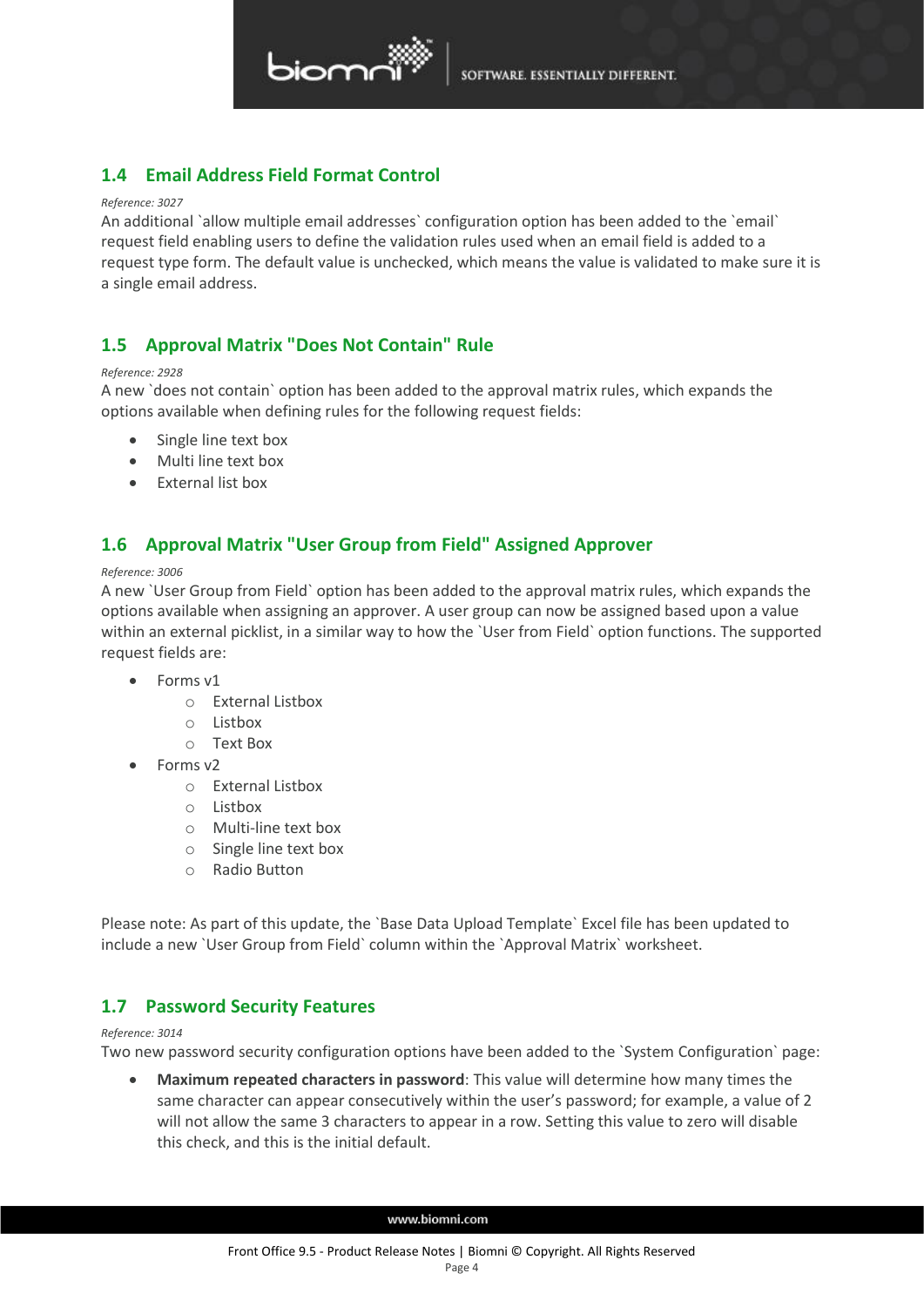## 1.4 Email Address Field Format Control

*Reference: 3027*

An additional `allow multiple email addresses` configuration option has been added to the `email` request field enabling users to define the validation rules used when an email field is added to a request type form. The default value is unchecked, which means the value is validated to make sure it is a single email address.

## 1.5 Approval Matrix "Does Not Contain" Rule

*Reference: 2928*

A new `does not contain` option has been added to the approval matrix rules, which expands the options available when defining rules for the following request fields:

- Single line text box
- Multi line text box
- External list box

## 1.6 Approval Matrix "User Group from Field" Assigned Approver

*Reference: 3006*

A new `User Group from Field` option has been added to the approval matrix rules, which expands the options available when assigning an approver. A user group can now be assigned based upon a value within an external picklist, in a similar way to how the `User from Field` option functions. The supported request fields are:

- Forms v1
  - External Listbox
  - Listbox
  - Text Box
- Forms v2
  - External Listbox
  - Listbox
  - Multi-line text box
  - Single line text box
  - Radio Button

Please note: As part of this update, the `Base Data Upload Template` Excel file has been updated to include a new `User Group from Field` column within the `Approval Matrix` worksheet.

## 1.7 Password Security Features

*Reference: 3014*

Two new password security configuration options have been added to the `System Configuration` page:

- **Maximum repeated characters in password**: This value will determine how many times the same character can appear consecutively within the user's password; for example, a value of 2 will not allow the same 3 characters to appear in a row. Setting this value to zero will disable this check, and this is the initial default.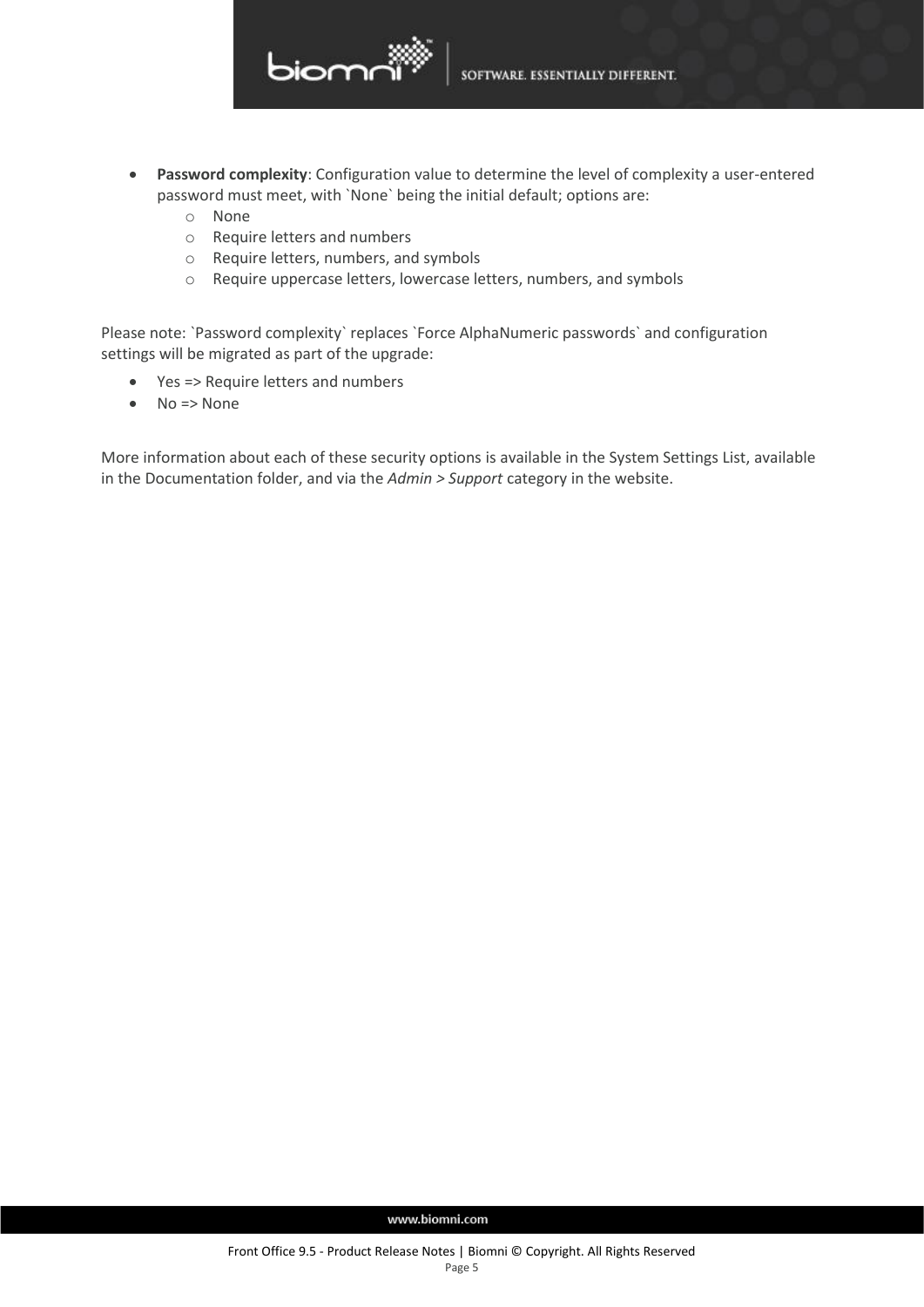- **Password complexity**: Configuration value to determine the level of complexity a user-entered password must meet, with `None` being the initial default; options are:
    - None
    - Require letters and numbers
    - Require letters, numbers, and symbols
    - Require uppercase letters, lowercase letters, numbers, and symbols

Please note: `Password complexity` replaces `Force AlphaNumeric passwords` and configuration settings will be migrated as part of the upgrade:

- Yes => Require letters and numbers
- No => None

More information about each of these security options is available in the System Settings List, available in the Documentation folder, and via the *Admin > Support* category in the website.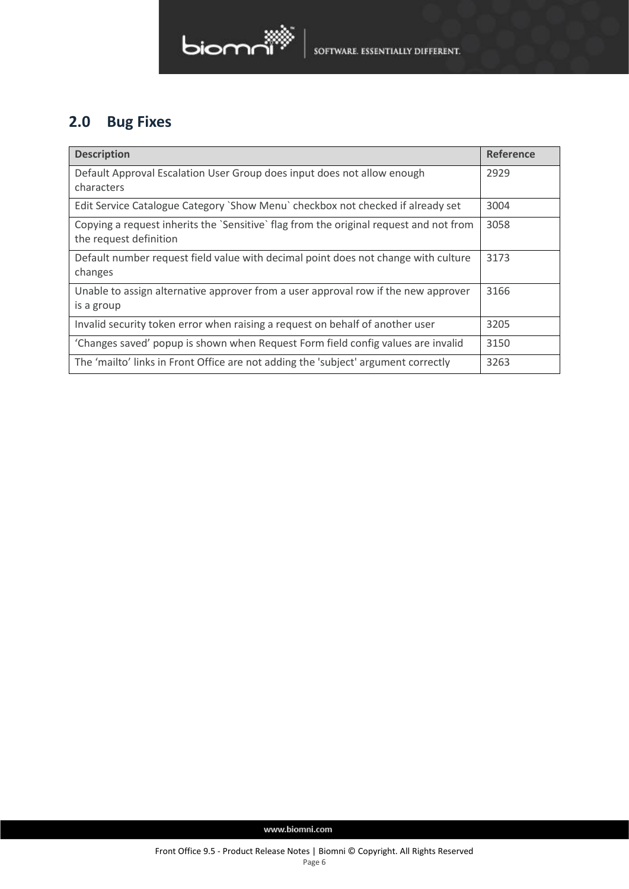## 2.0 Bug Fixes

| Description | Reference |
|---|---|
| Default Approval Escalation User Group does input does not allow enough characters | 2929 |
| Edit Service Catalogue Category `Show Menu` checkbox not checked if already set | 3004 |
| Copying a request inherits the `Sensitive` flag from the original request and not from the request definition | 3058 |
| Default number request field value with decimal point does not change with culture changes | 3173 |
| Unable to assign alternative approver from a user approval row if the new approver is a group | 3166 |
| Invalid security token error when raising a request on behalf of another user | 3205 |
| ‘Changes saved’ popup is shown when Request Form field config values are invalid | 3150 |
| The ‘mailto’ links in Front Office are not adding the 'subject' argument correctly | 3263 |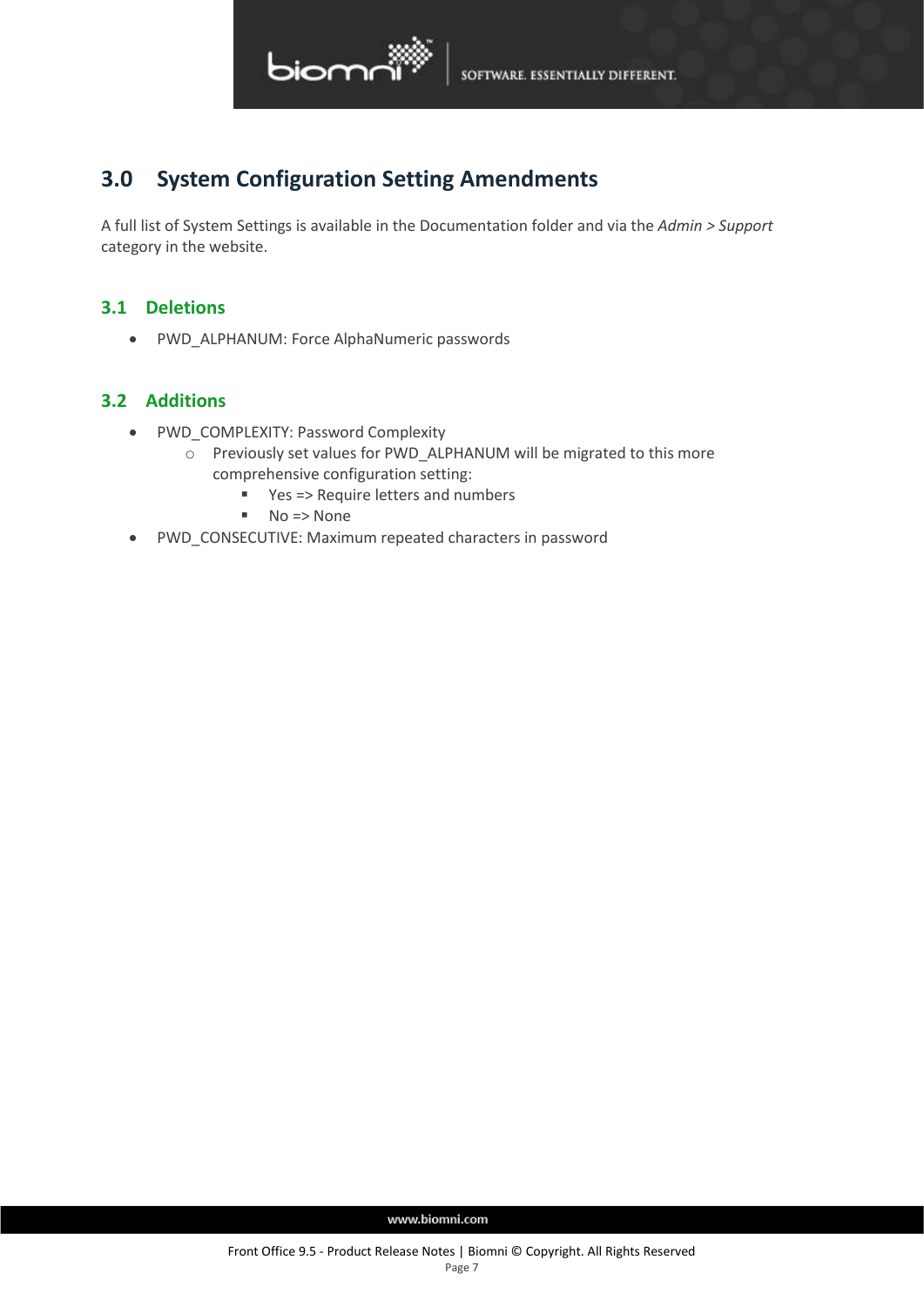# 3.0 System Configuration Setting Amendments

A full list of System Settings is available in the Documentation folder and via the *Admin > Support* category in the website.

## 3.1 Deletions

- PWD_ALPHANUM: Force AlphaNumeric passwords

## 3.2 Additions

- PWD_COMPLEXITY: Password Complexity
    - Previously set values for PWD_ALPHANUM will be migrated to this more comprehensive configuration setting:
        - Yes => Require letters and numbers
        - No => None
- PWD_CONSECUTIVE: Maximum repeated characters in password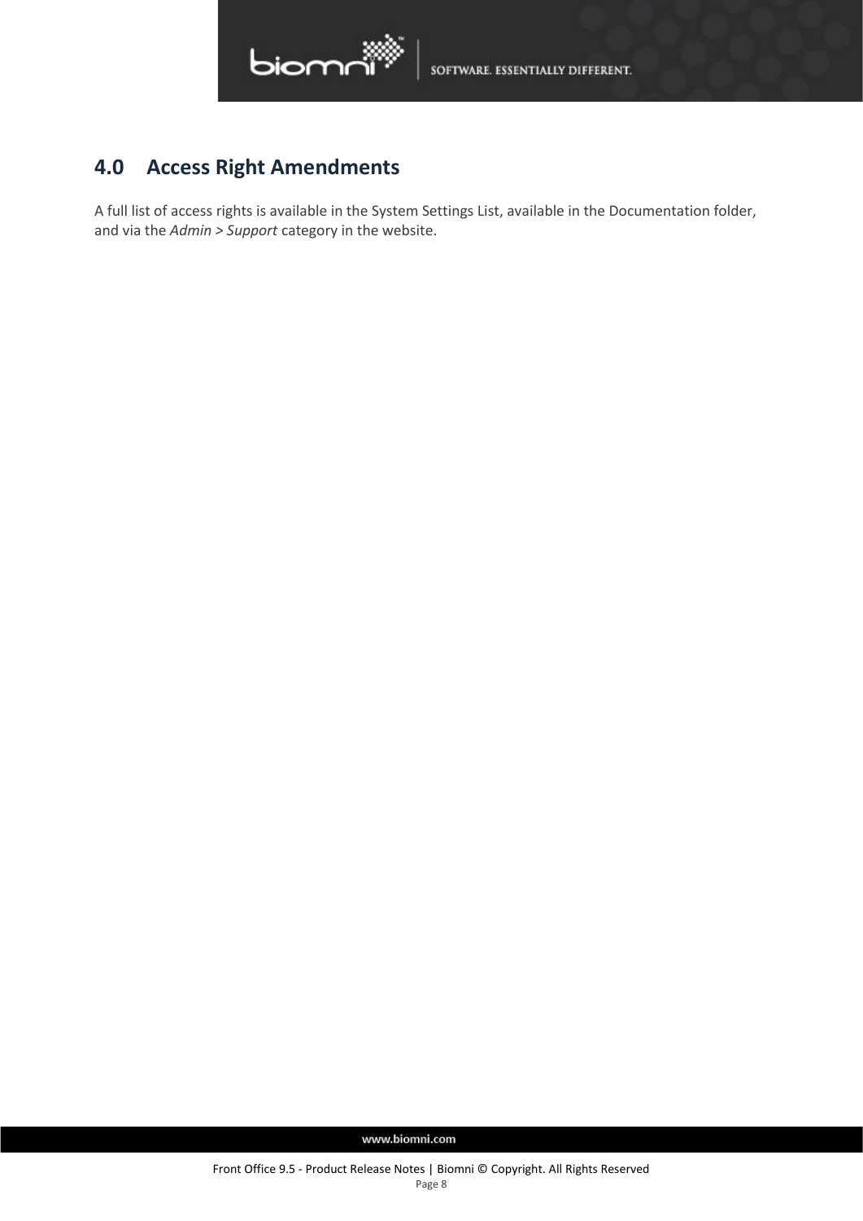## 4.0 Access Right Amendments

A full list of access rights is available in the System Settings List, available in the Documentation folder, and via the *Admin > Support* category in the website.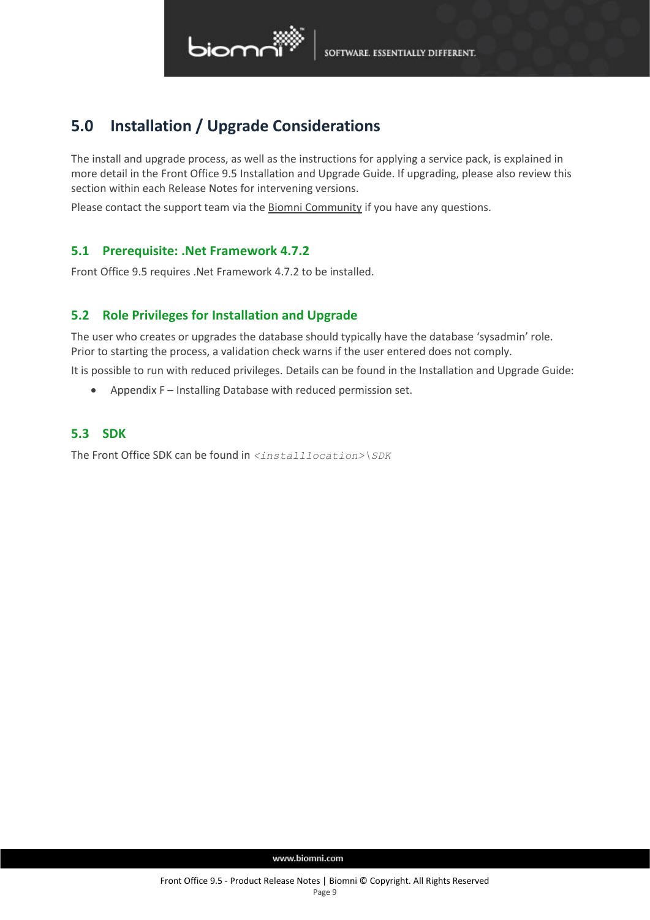# 5.0 Installation / Upgrade Considerations

The install and upgrade process, as well as the instructions for applying a service pack, is explained in more detail in the Front Office 9.5 Installation and Upgrade Guide. If upgrading, please also review this section within each Release Notes for intervening versions.

Please contact the support team via the Biomni Community if you have any questions.

## 5.1 Prerequisite: .Net Framework 4.7.2

Front Office 9.5 requires .Net Framework 4.7.2 to be installed.

## 5.2 Role Privileges for Installation and Upgrade

The user who creates or upgrades the database should typically have the database 'sysadmin' role. Prior to starting the process, a validation check warns if the user entered does not comply.

It is possible to run with reduced privileges. Details can be found in the Installation and Upgrade Guide:

- Appendix F – Installing Database with reduced permission set.

## 5.3 SDK

The Front Office SDK can be found in `<installlocation>\SDK`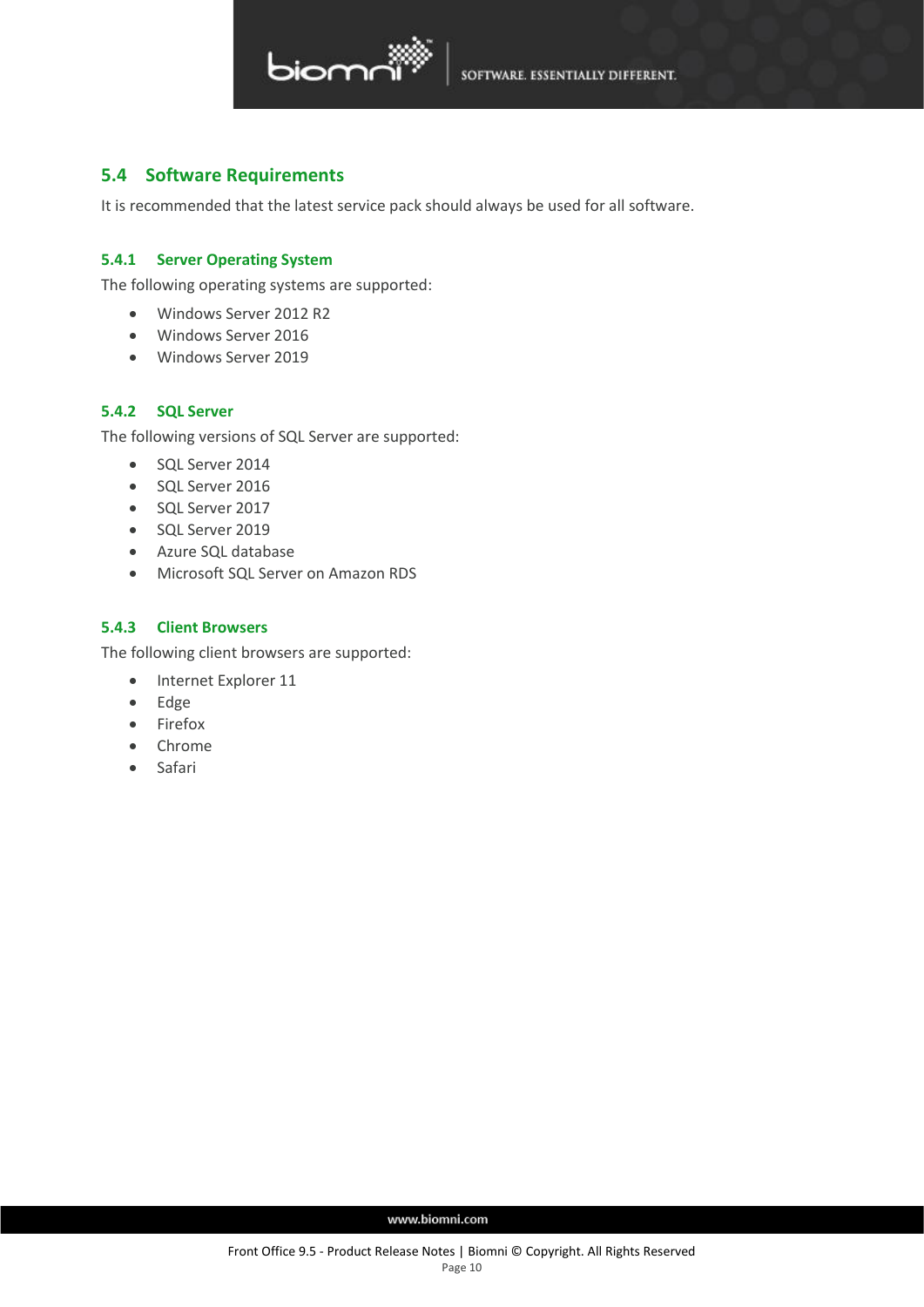## 5.4 Software Requirements

It is recommended that the latest service pack should always be used for all software.

### 5.4.1 Server Operating System

The following operating systems are supported:

- Windows Server 2012 R2
- Windows Server 2016
- Windows Server 2019

### 5.4.2 SQL Server

The following versions of SQL Server are supported:

- SQL Server 2014
- SQL Server 2016
- SQL Server 2017
- SQL Server 2019
- Azure SQL database
- Microsoft SQL Server on Amazon RDS

### 5.4.3 Client Browsers

The following client browsers are supported:

- Internet Explorer 11
- Edge
- Firefox
- Chrome
- Safari